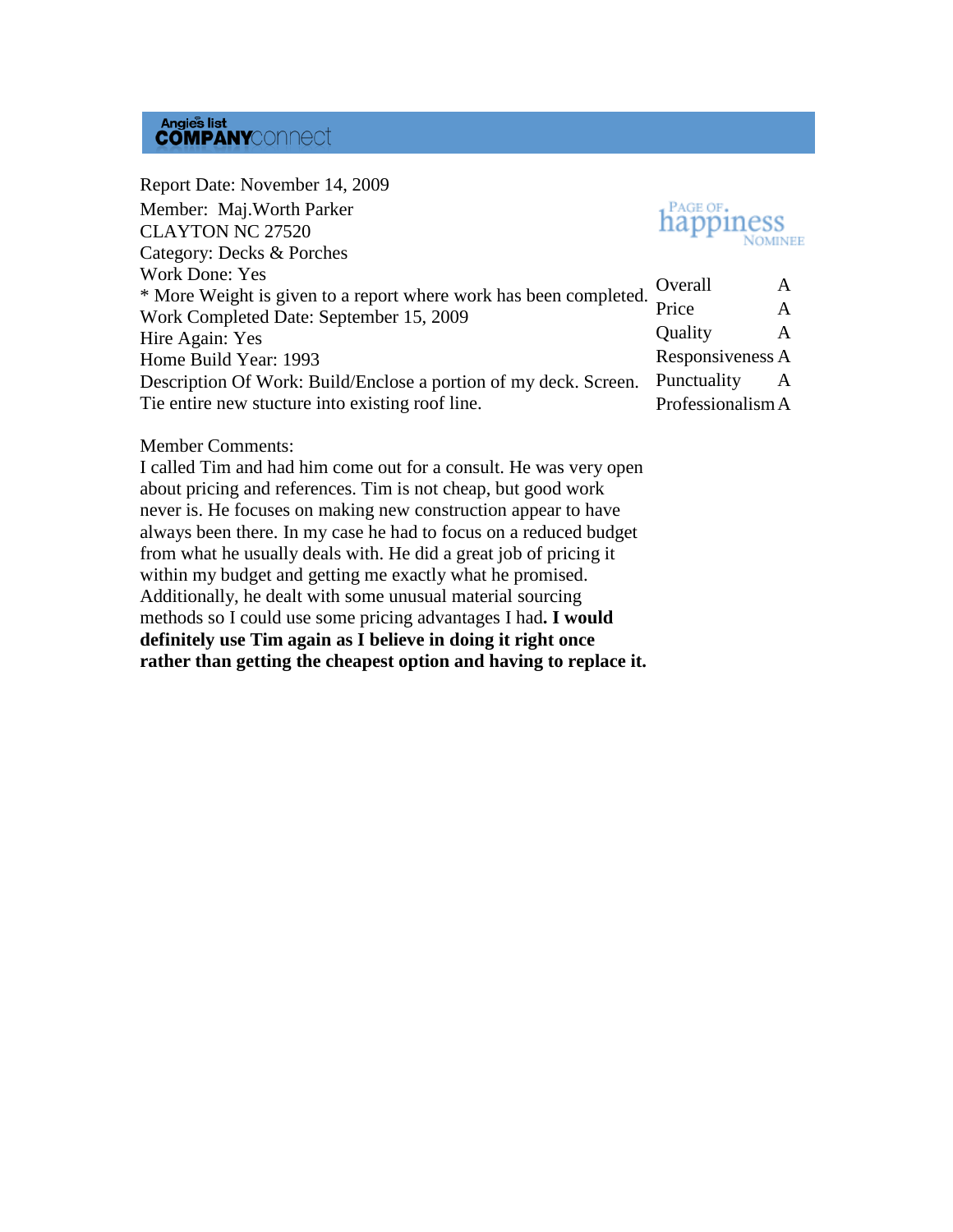Angie's list **COMPANY**connect

Report Date: November 14, 2009
Member: Maj.Worth Parker
CLAYTON NC 27520
Category: Decks & Porches
Work Done: Yes
* More Weight is given to a report where work has been completed.
Work Completed Date: September 15, 2009
Hire Again: Yes
Home Build Year: 1993
Description Of Work: Build/Enclose a portion of my deck. Screen. Tie entire new stucture into existing roof line.

Page of happiness Nominee

| | |
|---|---|
| Overall | A |
| Price | A |
| Quality | A |
| Responsiveness | A |
| Punctuality | A |
| Professionalism | A |

Member Comments:
I called Tim and had him come out for a consult. He was very open about pricing and references. Tim is not cheap, but good work never is. He focuses on making new construction appear to have always been there. In my case he had to focus on a reduced budget from what he usually deals with. He did a great job of pricing it within my budget and getting me exactly what he promised. Additionally, he dealt with some unusual material sourcing methods so I could use some pricing advantages I had**. I would definitely use Tim again as I believe in doing it right once rather than getting the cheapest option and having to replace it.**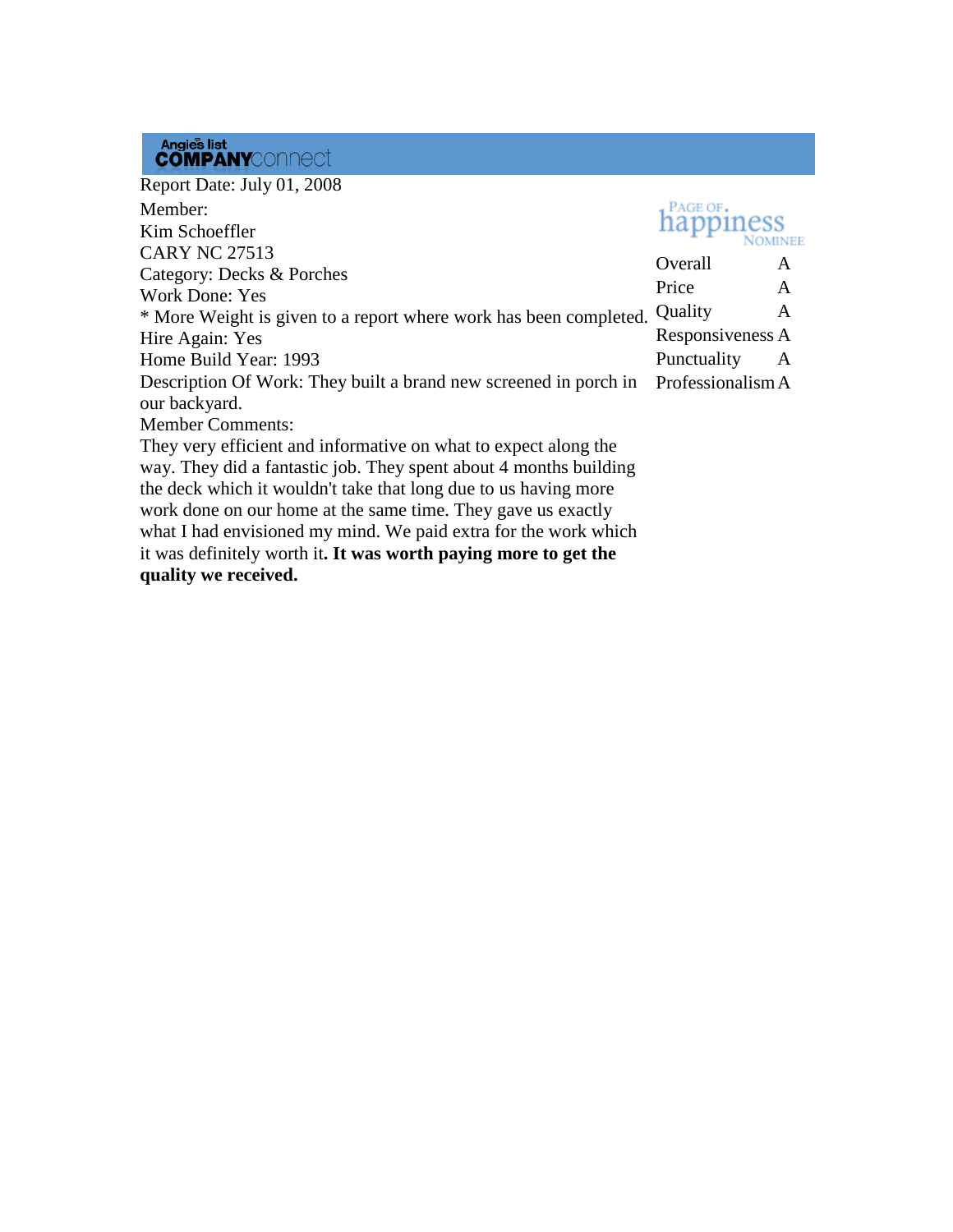Angie's list COMPANYconnect

Report Date: July 01, 2008

Member:
Kim Schoeffler
CARY NC 27513

Category: Decks & Porches

Work Done: Yes

* More Weight is given to a report where work has been completed.

Hire Again: Yes

Home Build Year: 1993

Description Of Work: They built a brand new screened in porch in our backyard.

Member Comments:

They very efficient and informative on what to expect along the way. They did a fantastic job. They spent about 4 months building the deck which it wouldn't take that long due to us having more work done on our home at the same time. They gave us exactly what I had envisioned my mind. We paid extra for the work which it was definitely worth it**. It was worth paying more to get the quality we received.**

PAGE OF happiness NOMINEE

| | |
|---|---|
| Overall | A |
| Price | A |
| Quality | A |
| Responsiveness | A |
| Punctuality | A |
| Professionalism | A |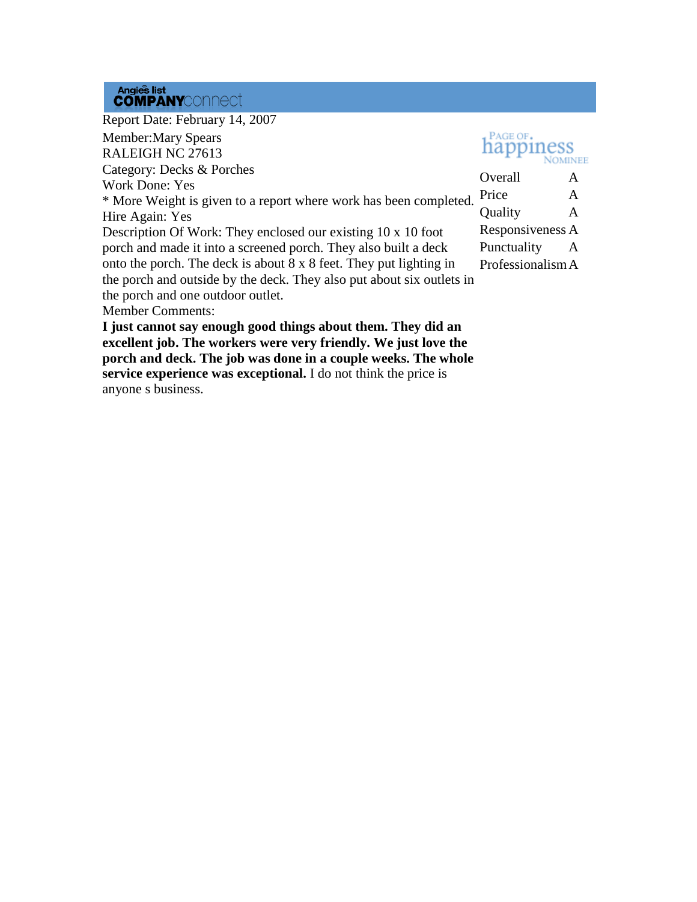Angie's list **COMPANY**connect

Report Date: February 14, 2007

Member:Mary Spears
RALEIGH NC 27613
Category: Decks & Porches
Work Done: Yes
* More Weight is given to a report where work has been completed.
Hire Again: Yes
Description Of Work: They enclosed our existing 10 x 10 foot porch and made it into a screened porch. They also built a deck onto the porch. The deck is about 8 x 8 feet. They put lighting in the porch and outside by the deck. They also put about six outlets in the porch and one outdoor outlet.
Member Comments:
**I just cannot say enough good things about them. They did an excellent job. The workers were very friendly. We just love the porch and deck. The job was done in a couple weeks. The whole service experience was exceptional.** I do not think the price is anyone s business.

Page of happiness Nominee

| | |
|---|---|
| Overall | A |
| Price | A |
| Quality | A |
| Responsiveness | A |
| Punctuality | A |
| Professionalism | A |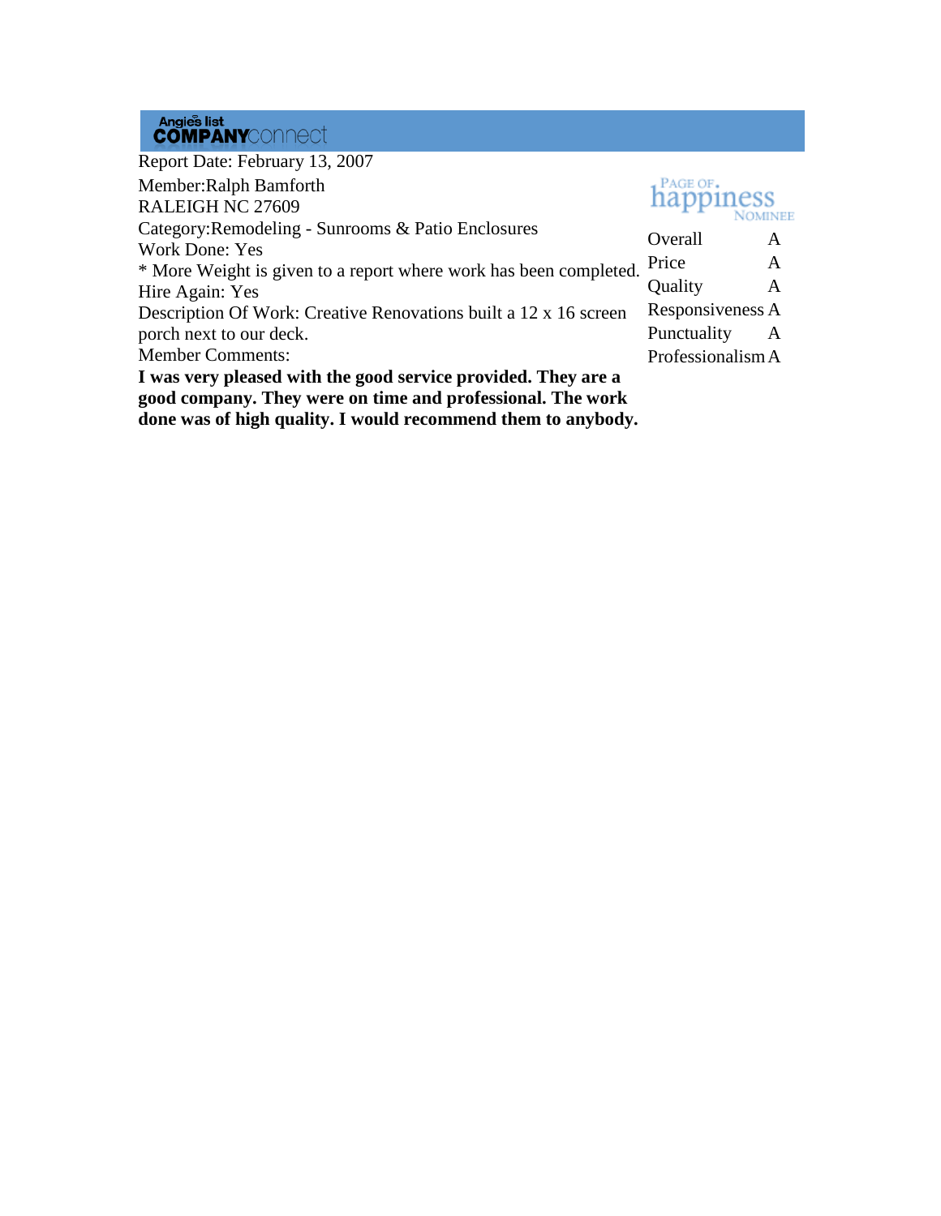**Angie's list COMPANYconnect**

Report Date: February 13, 2007

Member:Ralph Bamforth
RALEIGH NC 27609

Category:Remodeling - Sunrooms & Patio Enclosures

Work Done: Yes

* More Weight is given to a report where work has been completed.

Hire Again: Yes

Description Of Work: Creative Renovations built a 12 x 16 screen porch next to our deck.

Member Comments:

**I was very pleased with the good service provided. They are a good company. They were on time and professional. The work done was of high quality. I would recommend them to anybody.**

Page of happiness Nominee

| | |
|---|---|
| Overall | A |
| Price | A |
| Quality | A |
| Responsiveness | A |
| Punctuality | A |
| Professionalism | A |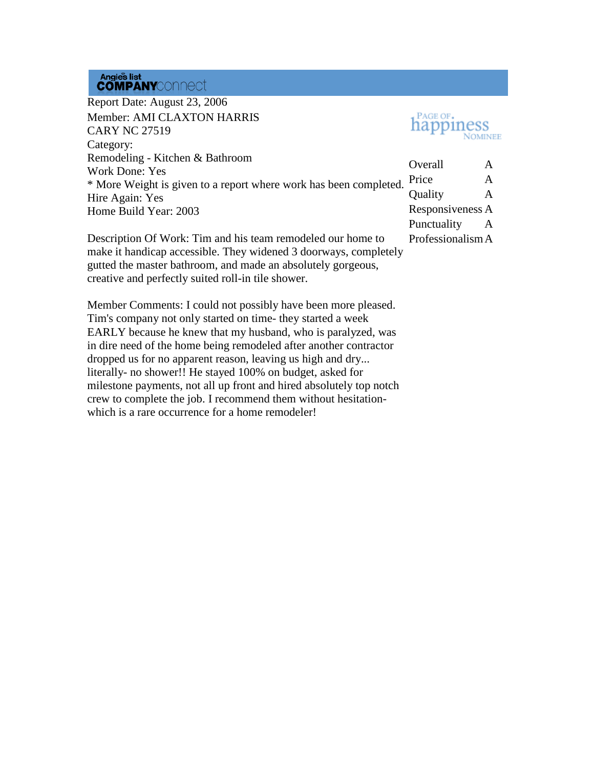Angie's list COMPANYconnect

Report Date: August 23, 2006
Member: AMI CLAXTON HARRIS
CARY NC 27519
Category:
Remodeling - Kitchen & Bathroom
Work Done: Yes
* More Weight is given to a report where work has been completed.
Hire Again: Yes
Home Build Year: 2003

Page of happiness Nominee

| | |
|---|---|
| Overall | A |
| Price | A |
| Quality | A |
| Responsiveness | A |
| Punctuality | A |
| Professionalism | A |

Description Of Work: Tim and his team remodeled our home to make it handicap accessible. They widened 3 doorways, completely gutted the master bathroom, and made an absolutely gorgeous, creative and perfectly suited roll-in tile shower.

Member Comments: I could not possibly have been more pleased. Tim's company not only started on time- they started a week EARLY because he knew that my husband, who is paralyzed, was in dire need of the home being remodeled after another contractor dropped us for no apparent reason, leaving us high and dry... literally- no shower!! He stayed 100% on budget, asked for milestone payments, not all up front and hired absolutely top notch crew to complete the job. I recommend them without hesitation- which is a rare occurrence for a home remodeler!